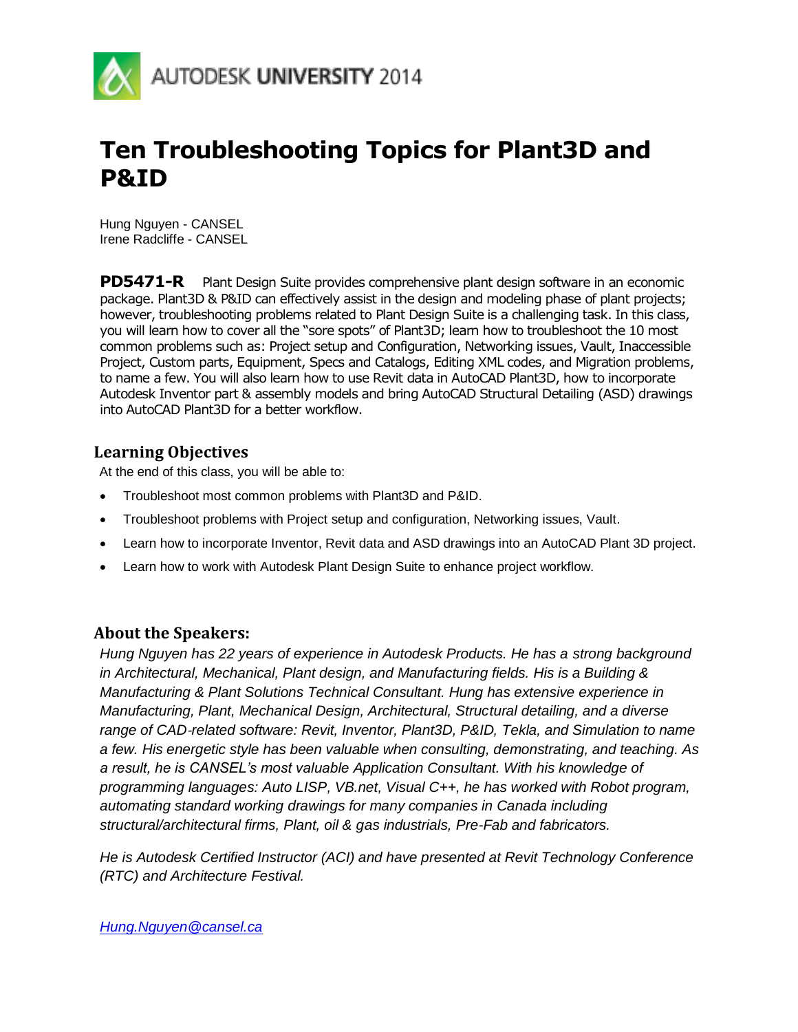# Ten Troubleshooting Topics for Plant3D and P&ID

Hung Nguyen - CANSEL
Irene Radcliffe - CANSEL

**PD5471-R** Plant Design Suite provides comprehensive plant design software in an economic package. Plant3D & P&ID can effectively assist in the design and modeling phase of plant projects; however, troubleshooting problems related to Plant Design Suite is a challenging task. In this class, you will learn how to cover all the "sore spots" of Plant3D; learn how to troubleshoot the 10 most common problems such as: Project setup and Configuration, Networking issues, Vault, Inaccessible Project, Custom parts, Equipment, Specs and Catalogs, Editing XML codes, and Migration problems, to name a few. You will also learn how to use Revit data in AutoCAD Plant3D, how to incorporate Autodesk Inventor part & assembly models and bring AutoCAD Structural Detailing (ASD) drawings into AutoCAD Plant3D for a better workflow.

## Learning Objectives

At the end of this class, you will be able to:

- Troubleshoot most common problems with Plant3D and P&ID.
- Troubleshoot problems with Project setup and configuration, Networking issues, Vault.
- Learn how to incorporate Inventor, Revit data and ASD drawings into an AutoCAD Plant 3D project.
- Learn how to work with Autodesk Plant Design Suite to enhance project workflow.

## About the Speakers:

*Hung Nguyen has 22 years of experience in Autodesk Products. He has a strong background in Architectural, Mechanical, Plant design, and Manufacturing fields. His is a Building & Manufacturing & Plant Solutions Technical Consultant. Hung has extensive experience in Manufacturing, Plant, Mechanical Design, Architectural, Structural detailing, and a diverse range of CAD-related software: Revit, Inventor, Plant3D, P&ID, Tekla, and Simulation to name a few. His energetic style has been valuable when consulting, demonstrating, and teaching. As a result, he is CANSEL's most valuable Application Consultant. With his knowledge of programming languages: Auto LISP, VB.net, Visual C++, he has worked with Robot program, automating standard working drawings for many companies in Canada including structural/architectural firms, Plant, oil & gas industrials, Pre-Fab and fabricators.*

*He is Autodesk Certified Instructor (ACI) and have presented at Revit Technology Conference (RTC) and Architecture Festival.*

*Hung.Nguyen@cansel.ca*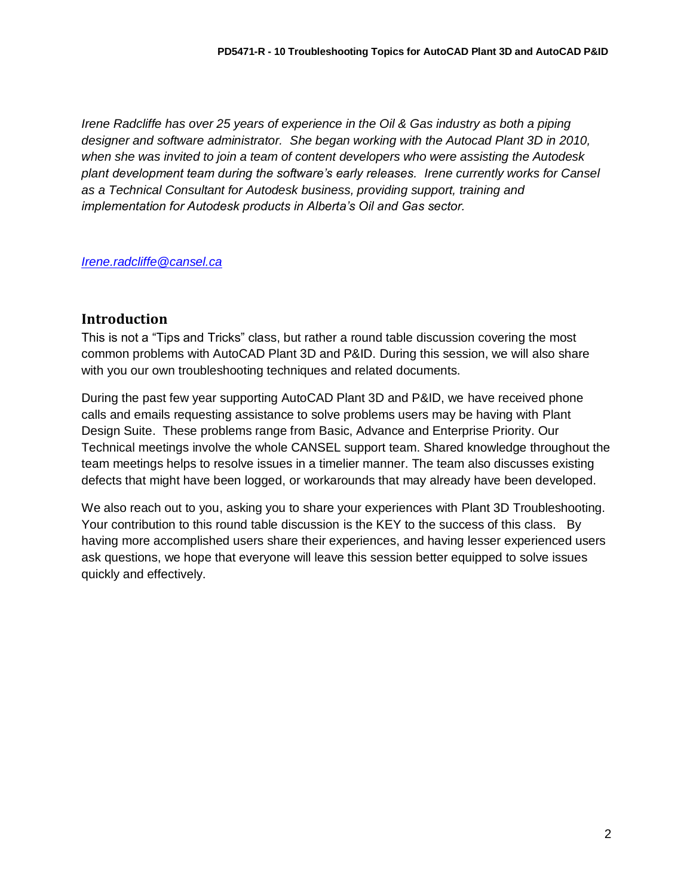*Irene Radcliffe has over 25 years of experience in the Oil & Gas industry as both a piping designer and software administrator. She began working with the Autocad Plant 3D in 2010, when she was invited to join a team of content developers who were assisting the Autodesk plant development team during the software's early releases. Irene currently works for Cansel as a Technical Consultant for Autodesk business, providing support, training and implementation for Autodesk products in Alberta's Oil and Gas sector.*

*Irene.radcliffe@cansel.ca*

## Introduction

This is not a "Tips and Tricks" class, but rather a round table discussion covering the most common problems with AutoCAD Plant 3D and P&ID. During this session, we will also share with you our own troubleshooting techniques and related documents.

During the past few year supporting AutoCAD Plant 3D and P&ID, we have received phone calls and emails requesting assistance to solve problems users may be having with Plant Design Suite. These problems range from Basic, Advance and Enterprise Priority. Our Technical meetings involve the whole CANSEL support team. Shared knowledge throughout the team meetings helps to resolve issues in a timelier manner. The team also discusses existing defects that might have been logged, or workarounds that may already have been developed.

We also reach out to you, asking you to share your experiences with Plant 3D Troubleshooting. Your contribution to this round table discussion is the KEY to the success of this class. By having more accomplished users share their experiences, and having lesser experienced users ask questions, we hope that everyone will leave this session better equipped to solve issues quickly and effectively.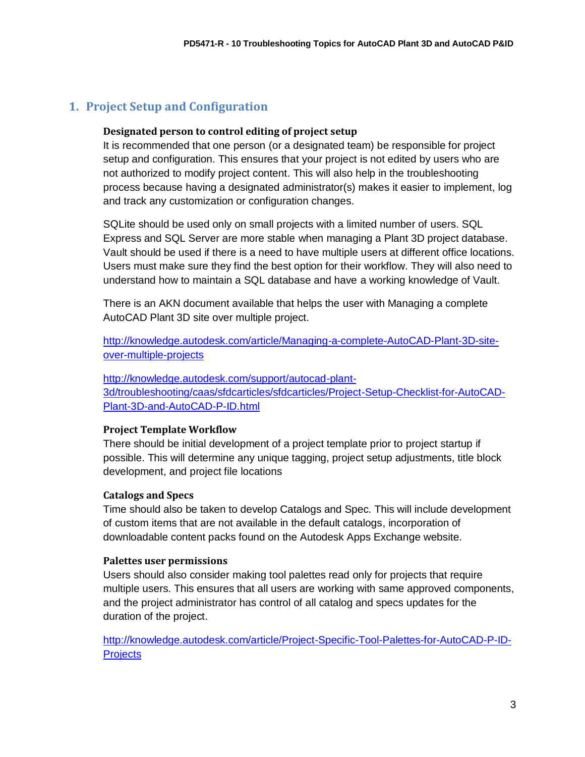## 1. Project Setup and Configuration

**Designated person to control editing of project setup**

It is recommended that one person (or a designated team) be responsible for project setup and configuration. This ensures that your project is not edited by users who are not authorized to modify project content. This will also help in the troubleshooting process because having a designated administrator(s) makes it easier to implement, log and track any customization or configuration changes.

SQLite should be used only on small projects with a limited number of users. SQL Express and SQL Server are more stable when managing a Plant 3D project database. Vault should be used if there is a need to have multiple users at different office locations. Users must make sure they find the best option for their workflow. They will also need to understand how to maintain a SQL database and have a working knowledge of Vault.

There is an AKN document available that helps the user with Managing a complete AutoCAD Plant 3D site over multiple project.

http://knowledge.autodesk.com/article/Managing-a-complete-AutoCAD-Plant-3D-site-over-multiple-projects

http://knowledge.autodesk.com/support/autocad-plant-3d/troubleshooting/caas/sfdcarticles/sfdcarticles/Project-Setup-Checklist-for-AutoCAD-Plant-3D-and-AutoCAD-P-ID.html

**Project Template Workflow**

There should be initial development of a project template prior to project startup if possible. This will determine any unique tagging, project setup adjustments, title block development, and project file locations

**Catalogs and Specs**

Time should also be taken to develop Catalogs and Spec. This will include development of custom items that are not available in the default catalogs, incorporation of downloadable content packs found on the Autodesk Apps Exchange website.

**Palettes user permissions**

Users should also consider making tool palettes read only for projects that require multiple users. This ensures that all users are working with same approved components, and the project administrator has control of all catalog and specs updates for the duration of the project.

http://knowledge.autodesk.com/article/Project-Specific-Tool-Palettes-for-AutoCAD-P-ID-Projects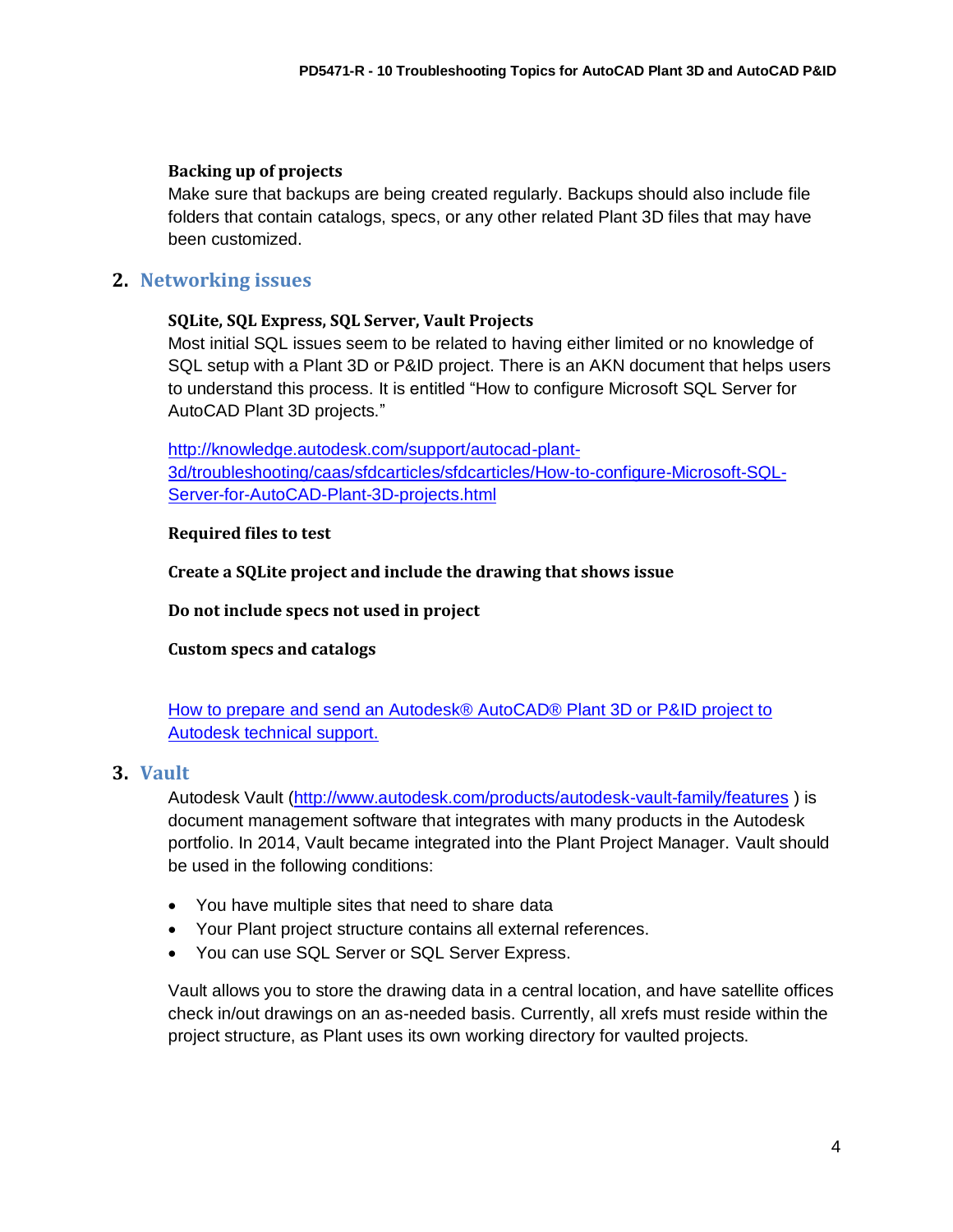### Backing up of projects

Make sure that backups are being created regularly. Backups should also include file folders that contain catalogs, specs, or any other related Plant 3D files that may have been customized.

## 2. Networking issues

### SQLite, SQL Express, SQL Server, Vault Projects

Most initial SQL issues seem to be related to having either limited or no knowledge of SQL setup with a Plant 3D or P&ID project. There is an AKN document that helps users to understand this process. It is entitled "How to configure Microsoft SQL Server for AutoCAD Plant 3D projects."

[http://knowledge.autodesk.com/support/autocad-plant-3d/troubleshooting/caas/sfdcarticles/sfdcarticles/How-to-configure-Microsoft-SQL-Server-for-AutoCAD-Plant-3D-projects.html](http://knowledge.autodesk.com/support/autocad-plant-3d/troubleshooting/caas/sfdcarticles/sfdcarticles/How-to-configure-Microsoft-SQL-Server-for-AutoCAD-Plant-3D-projects.html)

**Required files to test**

**Create a SQLite project and include the drawing that shows issue**

**Do not include specs not used in project**

**Custom specs and catalogs**

How to prepare and send an Autodesk® AutoCAD® Plant 3D or P&ID project to Autodesk technical support.

## 3. Vault

Autodesk Vault ([http://www.autodesk.com/products/autodesk-vault-family/features](http://www.autodesk.com/products/autodesk-vault-family/features) ) is document management software that integrates with many products in the Autodesk portfolio. In 2014, Vault became integrated into the Plant Project Manager. Vault should be used in the following conditions:

- You have multiple sites that need to share data
- Your Plant project structure contains all external references.
- You can use SQL Server or SQL Server Express.

Vault allows you to store the drawing data in a central location, and have satellite offices check in/out drawings on an as-needed basis. Currently, all xrefs must reside within the project structure, as Plant uses its own working directory for vaulted projects.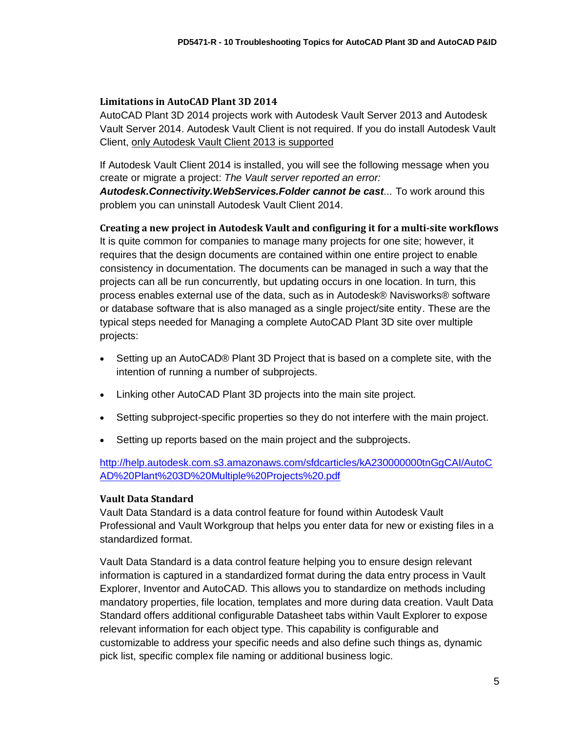### Limitations in AutoCAD Plant 3D 2014

AutoCAD Plant 3D 2014 projects work with Autodesk Vault Server 2013 and Autodesk Vault Server 2014. Autodesk Vault Client is not required. If you do install Autodesk Vault Client, <u>only Autodesk Vault Client 2013 is supported</u>

If Autodesk Vault Client 2014 is installed, you will see the following message when you create or migrate a project: *The Vault server reported an error:* ***Autodesk.Connectivity.WebServices.Folder cannot be cast***... To work around this problem you can uninstall Autodesk Vault Client 2014.

### Creating a new project in Autodesk Vault and configuring it for a multi-site workflows

It is quite common for companies to manage many projects for one site; however, it requires that the design documents are contained within one entire project to enable consistency in documentation. The documents can be managed in such a way that the projects can all be run concurrently, but updating occurs in one location. In turn, this process enables external use of the data, such as in Autodesk® Navisworks® software or database software that is also managed as a single project/site entity. These are the typical steps needed for Managing a complete AutoCAD Plant 3D site over multiple projects:

- Setting up an AutoCAD® Plant 3D Project that is based on a complete site, with the intention of running a number of subprojects.
- Linking other AutoCAD Plant 3D projects into the main site project.
- Setting subproject-specific properties so they do not interfere with the main project.
- Setting up reports based on the main project and the subprojects.

[http://help.autodesk.com.s3.amazonaws.com/sfdcarticles/kA230000000tnGgCAI/AutoCAD%20Plant%203D%20Multiple%20Projects%20.pdf](http://help.autodesk.com.s3.amazonaws.com/sfdcarticles/kA230000000tnGgCAI/AutoCAD%20Plant%203D%20Multiple%20Projects%20.pdf)

### Vault Data Standard

Vault Data Standard is a data control feature for found within Autodesk Vault Professional and Vault Workgroup that helps you enter data for new or existing files in a standardized format.

Vault Data Standard is a data control feature helping you to ensure design relevant information is captured in a standardized format during the data entry process in Vault Explorer, Inventor and AutoCAD. This allows you to standardize on methods including mandatory properties, file location, templates and more during data creation. Vault Data Standard offers additional configurable Datasheet tabs within Vault Explorer to expose relevant information for each object type. This capability is configurable and customizable to address your specific needs and also define such things as, dynamic pick list, specific complex file naming or additional business logic.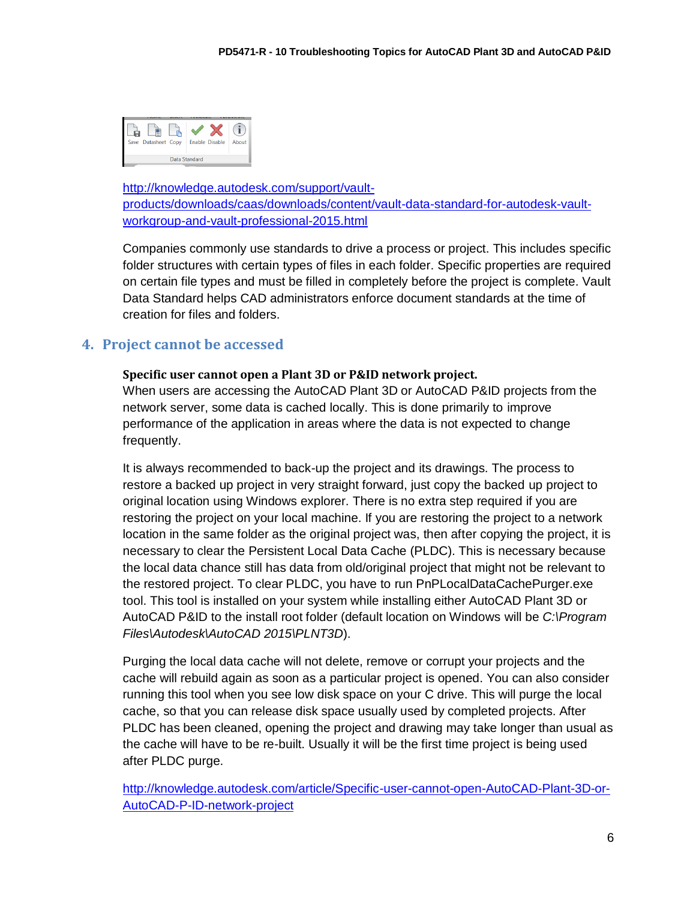http://knowledge.autodesk.com/support/vault-products/downloads/caas/downloads/content/vault-data-standard-for-autodesk-vault-workgroup-and-vault-professional-2015.html

Companies commonly use standards to drive a process or project. This includes specific folder structures with certain types of files in each folder. Specific properties are required on certain file types and must be filled in completely before the project is complete. Vault Data Standard helps CAD administrators enforce document standards at the time of creation for files and folders.

## 4. Project cannot be accessed

**Specific user cannot open a Plant 3D or P&ID network project.**

When users are accessing the AutoCAD Plant 3D or AutoCAD P&ID projects from the network server, some data is cached locally. This is done primarily to improve performance of the application in areas where the data is not expected to change frequently.

It is always recommended to back-up the project and its drawings. The process to restore a backed up project in very straight forward, just copy the backed up project to original location using Windows explorer. There is no extra step required if you are restoring the project on your local machine. If you are restoring the project to a network location in the same folder as the original project was, then after copying the project, it is necessary to clear the Persistent Local Data Cache (PLDC). This is necessary because the local data chance still has data from old/original project that might not be relevant to the restored project. To clear PLDC, you have to run PnPLocalDataCachePurger.exe tool. This tool is installed on your system while installing either AutoCAD Plant 3D or AutoCAD P&ID to the install root folder (default location on Windows will be *C:\Program Files\Autodesk\AutoCAD 2015\PLNT3D*).

Purging the local data cache will not delete, remove or corrupt your projects and the cache will rebuild again as soon as a particular project is opened. You can also consider running this tool when you see low disk space on your C drive. This will purge the local cache, so that you can release disk space usually used by completed projects. After PLDC has been cleaned, opening the project and drawing may take longer than usual as the cache will have to be re-built. Usually it will be the first time project is being used after PLDC purge.

http://knowledge.autodesk.com/article/Specific-user-cannot-open-AutoCAD-Plant-3D-or-AutoCAD-P-ID-network-project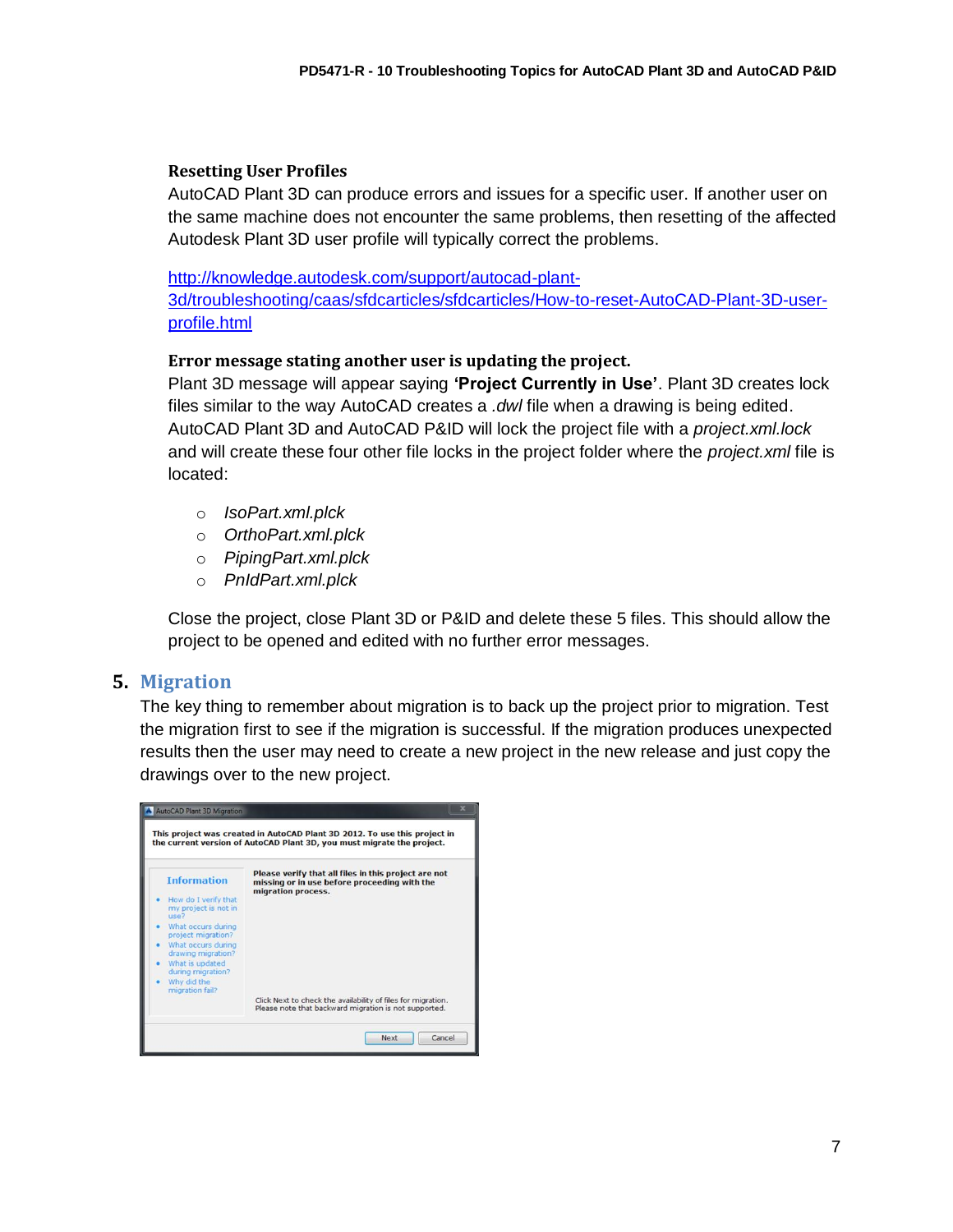### Resetting User Profiles

AutoCAD Plant 3D can produce errors and issues for a specific user. If another user on the same machine does not encounter the same problems, then resetting of the affected Autodesk Plant 3D user profile will typically correct the problems.

http://knowledge.autodesk.com/support/autocad-plant-3d/troubleshooting/caas/sfdcarticles/sfdcarticles/How-to-reset-AutoCAD-Plant-3D-user-profile.html

### Error message stating another user is updating the project.

Plant 3D message will appear saying **'Project Currently in Use'**. Plant 3D creates lock files similar to the way AutoCAD creates a *.dwl* file when a drawing is being edited. AutoCAD Plant 3D and AutoCAD P&ID will lock the project file with a *project.xml.lock* and will create these four other file locks in the project folder where the *project.xml* file is located:

- *IsoPart.xml.plck*
- *OrthoPart.xml.plck*
- *PipingPart.xml.plck*
- *PnIdPart.xml.plck*

Close the project, close Plant 3D or P&ID and delete these 5 files. This should allow the project to be opened and edited with no further error messages.

## 5. Migration

The key thing to remember about migration is to back up the project prior to migration. Test the migration first to see if the migration is successful. If the migration produces unexpected results then the user may need to create a new project in the new release and just copy the drawings over to the new project.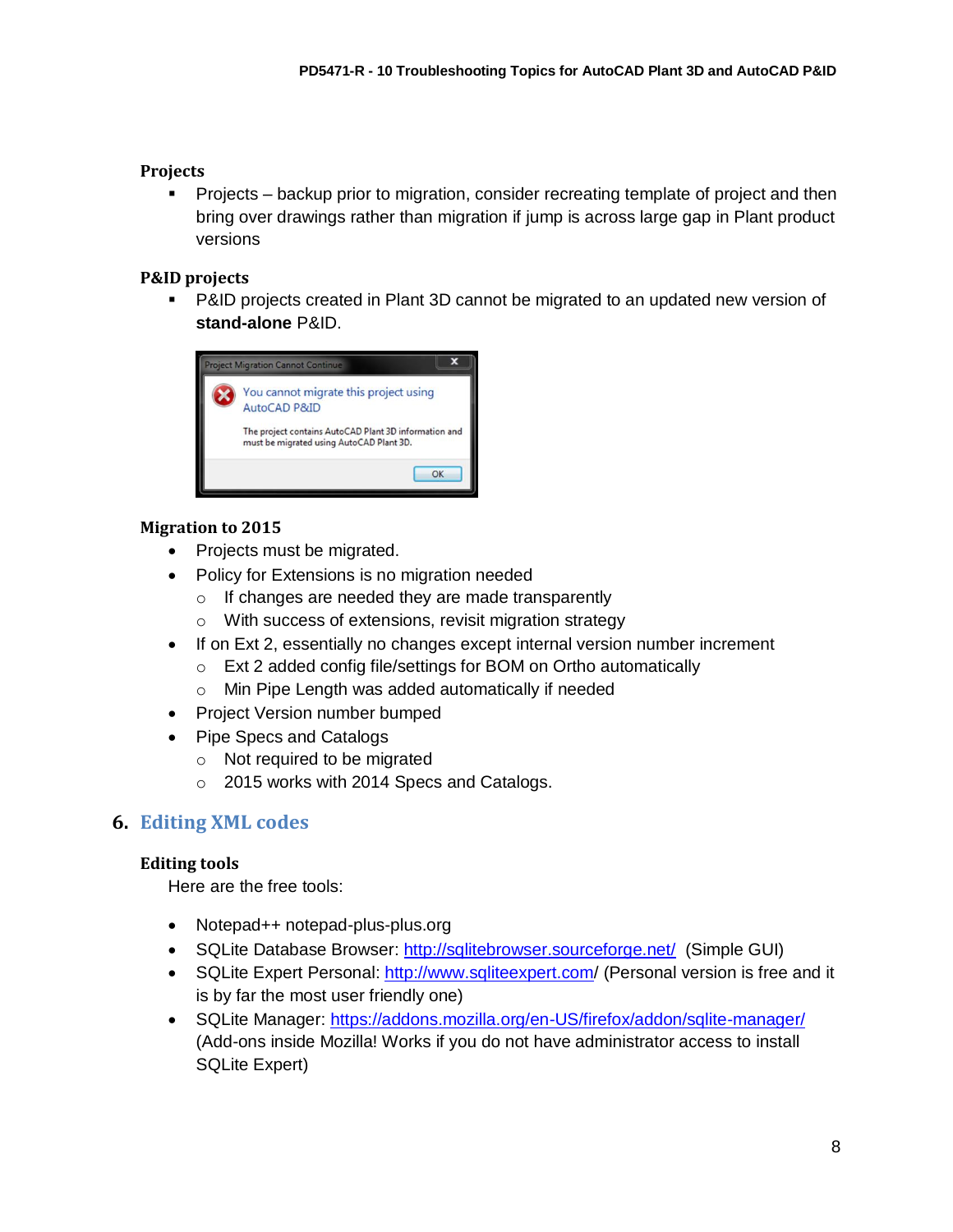### Projects

- Projects – backup prior to migration, consider recreating template of project and then bring over drawings rather than migration if jump is across large gap in Plant product versions

### P&ID projects

- P&ID projects created in Plant 3D cannot be migrated to an updated new version of **stand-alone** P&ID.

### Migration to 2015

- Projects must be migrated.
- Policy for Extensions is no migration needed
  - If changes are needed they are made transparently
  - With success of extensions, revisit migration strategy
- If on Ext 2, essentially no changes except internal version number increment
  - Ext 2 added config file/settings for BOM on Ortho automatically
  - Min Pipe Length was added automatically if needed
- Project Version number bumped
- Pipe Specs and Catalogs
  - Not required to be migrated
  - 2015 works with 2014 Specs and Catalogs.

## 6. Editing XML codes

### Editing tools

Here are the free tools:

- Notepad++ notepad-plus-plus.org
- SQLite Database Browser: http://sqlitebrowser.sourceforge.net/ (Simple GUI)
- SQLite Expert Personal: http://www.sqliteexpert.com/ (Personal version is free and it is by far the most user friendly one)
- SQLite Manager: https://addons.mozilla.org/en-US/firefox/addon/sqlite-manager/ (Add-ons inside Mozilla! Works if you do not have administrator access to install SQLite Expert)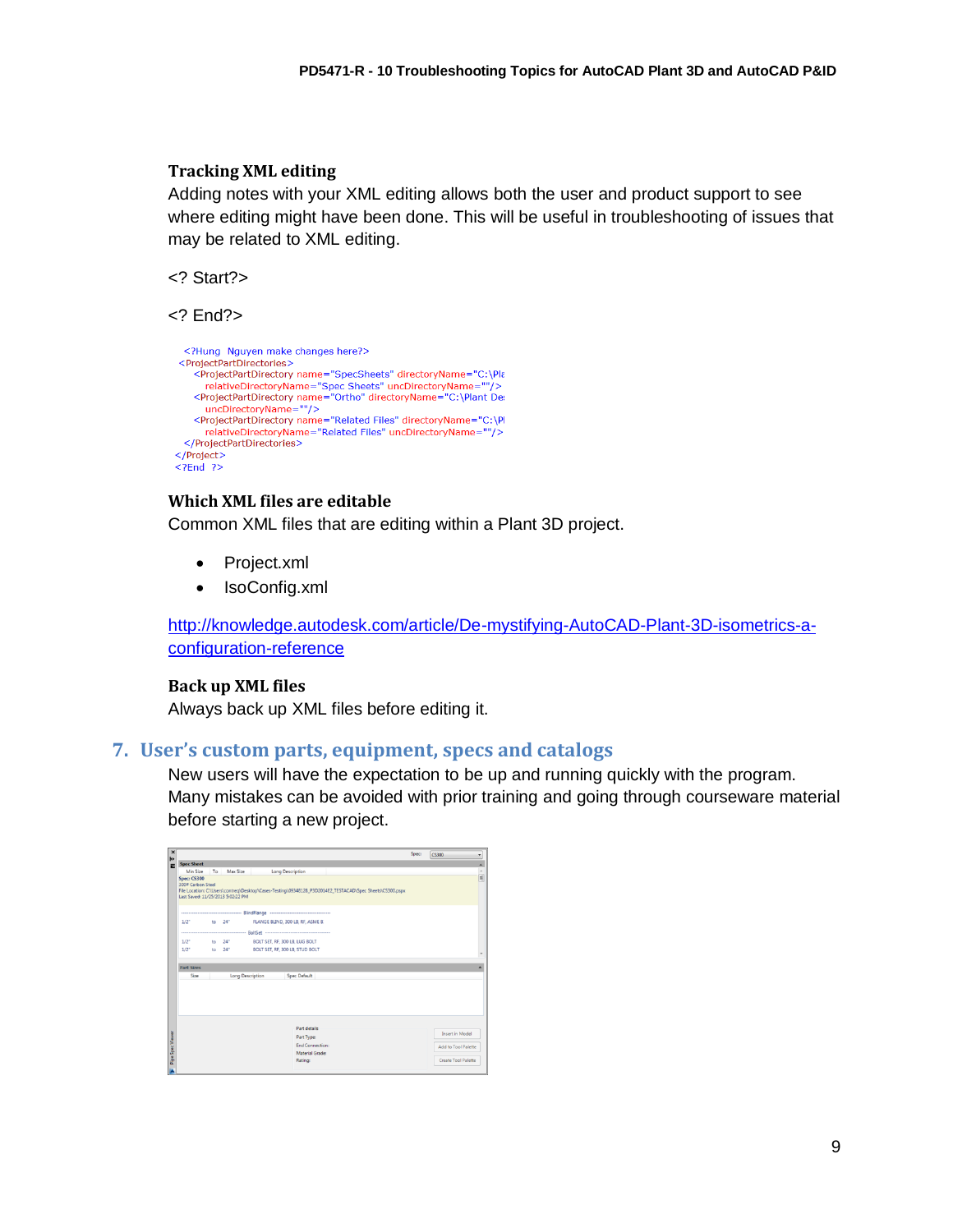### Tracking XML editing

Adding notes with your XML editing allows both the user and product support to see where editing might have been done. This will be useful in troubleshooting of issues that may be related to XML editing.

<? Start?>

<? End?>

```
<?Hung  Nguyen make changes here?>
<ProjectPartDirectories>
   <ProjectPartDirectory name="SpecSheets" directoryName="C:\Pla
      relativeDirectoryName="Spec Sheets" uncDirectoryName=""/>
   <ProjectPartDirectory name="Ortho" directoryName="C:\Plant De
      uncDirectoryName=""/>
   <ProjectPartDirectory name="Related Files" directoryName="C:\Pl
      relativeDirectoryName="Related Files" uncDirectoryName=""/>
 </ProjectPartDirectories>
</Project>
<?End ?>
```

### Which XML files are editable

Common XML files that are editing within a Plant 3D project.

- Project.xml
- IsoConfig.xml

http://knowledge.autodesk.com/article/De-mystifying-AutoCAD-Plant-3D-isometrics-a-configuration-reference

### Back up XML files

Always back up XML files before editing it.

## 7. User's custom parts, equipment, specs and catalogs

New users will have the expectation to be up and running quickly with the program. Many mistakes can be avoided with prior training and going through courseware material before starting a new project.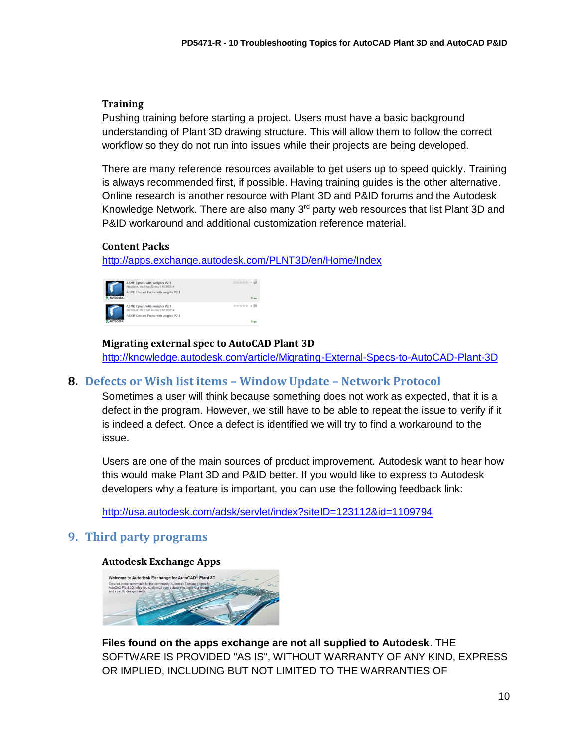**Training**

Pushing training before starting a project. Users must have a basic background understanding of Plant 3D drawing structure. This will allow them to follow the correct workflow so they do not run into issues while their projects are being developed.

There are many reference resources available to get users up to speed quickly. Training is always recommended first, if possible. Having training guides is the other alternative. Online research is another resource with Plant 3D and P&ID forums and the Autodesk Knowledge Network. There are also many 3rd party web resources that list Plant 3D and P&ID workaround and additional customization reference material.

**Content Packs**

http://apps.exchange.autodesk.com/PLNT3D/en/Home/Index

**Migrating external spec to AutoCAD Plant 3D**

http://knowledge.autodesk.com/article/Migrating-External-Specs-to-AutoCAD-Plant-3D

## 8. Defects or Wish list items – Window Update – Network Protocol

Sometimes a user will think because something does not work as expected, that it is a defect in the program. However, we still have to be able to repeat the issue to verify if it is indeed a defect. Once a defect is identified we will try to find a workaround to the issue.

Users are one of the main sources of product improvement. Autodesk want to hear how this would make Plant 3D and P&ID better. If you would like to express to Autodesk developers why a feature is important, you can use the following feedback link:

http://usa.autodesk.com/adsk/servlet/index?siteID=123112&id=1109794

## 9. Third party programs

**Autodesk Exchange Apps**

**Files found on the apps exchange are not all supplied to Autodesk**. THE SOFTWARE IS PROVIDED "AS IS", WITHOUT WARRANTY OF ANY KIND, EXPRESS OR IMPLIED, INCLUDING BUT NOT LIMITED TO THE WARRANTIES OF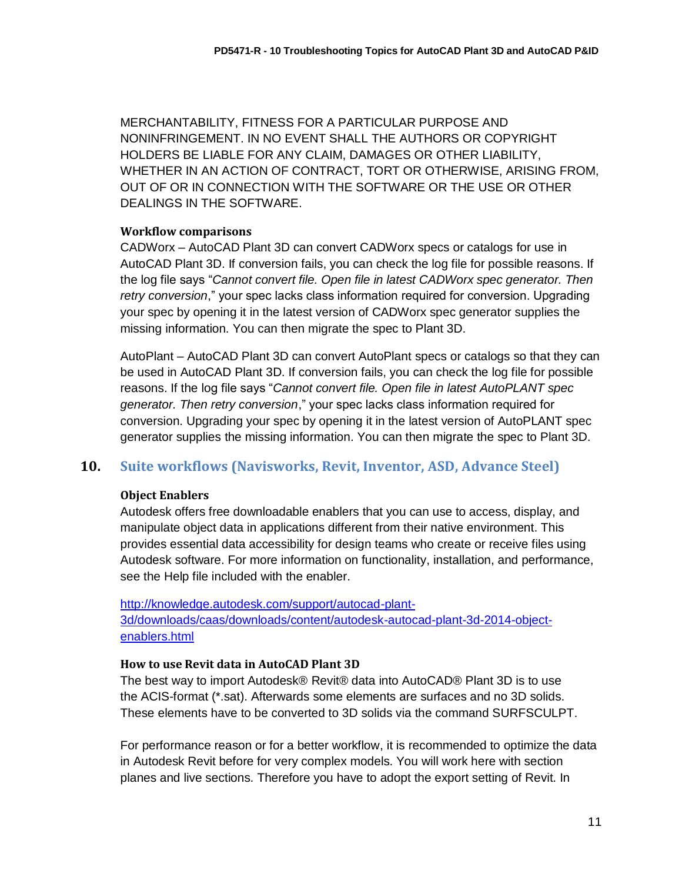MERCHANTABILITY, FITNESS FOR A PARTICULAR PURPOSE AND NONINFRINGEMENT. IN NO EVENT SHALL THE AUTHORS OR COPYRIGHT HOLDERS BE LIABLE FOR ANY CLAIM, DAMAGES OR OTHER LIABILITY, WHETHER IN AN ACTION OF CONTRACT, TORT OR OTHERWISE, ARISING FROM, OUT OF OR IN CONNECTION WITH THE SOFTWARE OR THE USE OR OTHER DEALINGS IN THE SOFTWARE.

#### Workflow comparisons

CADWorx – AutoCAD Plant 3D can convert CADWorx specs or catalogs for use in AutoCAD Plant 3D. If conversion fails, you can check the log file for possible reasons. If the log file says "*Cannot convert file. Open file in latest CADWorx spec generator. Then retry conversion*," your spec lacks class information required for conversion. Upgrading your spec by opening it in the latest version of CADWorx spec generator supplies the missing information. You can then migrate the spec to Plant 3D.

AutoPlant – AutoCAD Plant 3D can convert AutoPlant specs or catalogs so that they can be used in AutoCAD Plant 3D. If conversion fails, you can check the log file for possible reasons. If the log file says "*Cannot convert file. Open file in latest AutoPLANT spec generator. Then retry conversion*," your spec lacks class information required for conversion. Upgrading your spec by opening it in the latest version of AutoPLANT spec generator supplies the missing information. You can then migrate the spec to Plant 3D.

## 10. Suite workflows (Navisworks, Revit, Inventor, ASD, Advance Steel)

#### Object Enablers

Autodesk offers free downloadable enablers that you can use to access, display, and manipulate object data in applications different from their native environment. This provides essential data accessibility for design teams who create or receive files using Autodesk software. For more information on functionality, installation, and performance, see the Help file included with the enabler.

[http://knowledge.autodesk.com/support/autocad-plant-3d/downloads/caas/downloads/content/autodesk-autocad-plant-3d-2014-object-enablers.html](http://knowledge.autodesk.com/support/autocad-plant-3d/downloads/caas/downloads/content/autodesk-autocad-plant-3d-2014-object-enablers.html)

#### How to use Revit data in AutoCAD Plant 3D

The best way to import Autodesk® Revit® data into AutoCAD® Plant 3D is to use the ACIS-format (*.sat). Afterwards some elements are surfaces and no 3D solids. These elements have to be converted to 3D solids via the command SURFSCULPT.

For performance reason or for a better workflow, it is recommended to optimize the data in Autodesk Revit before for very complex models. You will work here with section planes and live sections. Therefore you have to adopt the export setting of Revit. In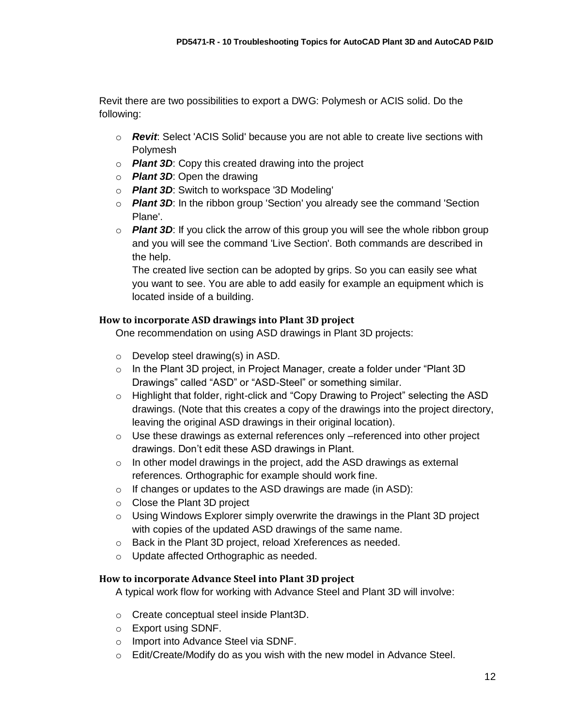Revit there are two possibilities to export a DWG: Polymesh or ACIS solid. Do the following:

- ***Revit***: Select 'ACIS Solid' because you are not able to create live sections with Polymesh
- ***Plant 3D***: Copy this created drawing into the project
- ***Plant 3D***: Open the drawing
- ***Plant 3D***: Switch to workspace '3D Modeling'
- ***Plant 3D***: In the ribbon group 'Section' you already see the command 'Section Plane'.
- ***Plant 3D***: If you click the arrow of this group you will see the whole ribbon group and you will see the command 'Live Section'. Both commands are described in the help.

  The created live section can be adopted by grips. So you can easily see what you want to see. You are able to add easily for example an equipment which is located inside of a building.

### How to incorporate ASD drawings into Plant 3D project

One recommendation on using ASD drawings in Plant 3D projects:

- Develop steel drawing(s) in ASD.
- In the Plant 3D project, in Project Manager, create a folder under “Plant 3D Drawings” called “ASD” or “ASD-Steel” or something similar.
- Highlight that folder, right-click and “Copy Drawing to Project” selecting the ASD drawings. (Note that this creates a copy of the drawings into the project directory, leaving the original ASD drawings in their original location).
- Use these drawings as external references only –referenced into other project drawings. Don’t edit these ASD drawings in Plant.
- In other model drawings in the project, add the ASD drawings as external references. Orthographic for example should work fine.
- If changes or updates to the ASD drawings are made (in ASD):
- Close the Plant 3D project
- Using Windows Explorer simply overwrite the drawings in the Plant 3D project with copies of the updated ASD drawings of the same name.
- Back in the Plant 3D project, reload Xreferences as needed.
- Update affected Orthographic as needed.

### How to incorporate Advance Steel into Plant 3D project

A typical work flow for working with Advance Steel and Plant 3D will involve:

- Create conceptual steel inside Plant3D.
- Export using SDNF.
- Import into Advance Steel via SDNF.
- Edit/Create/Modify do as you wish with the new model in Advance Steel.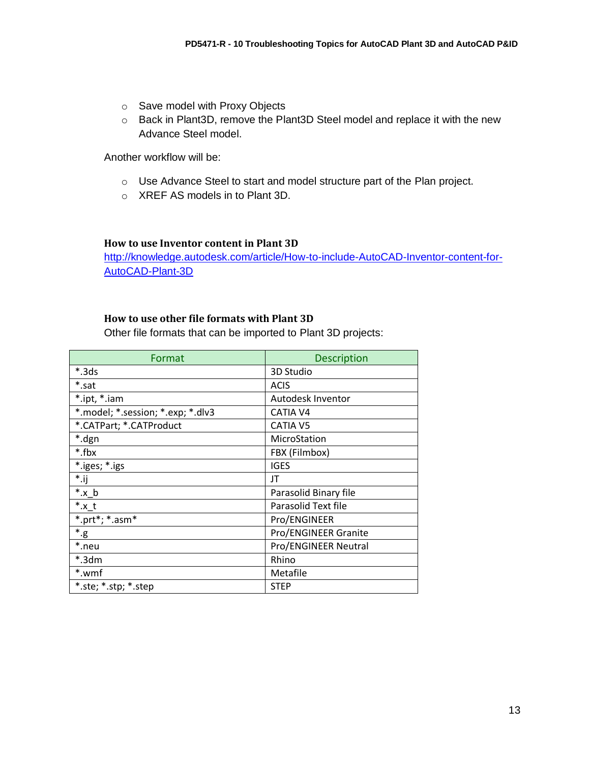- Save model with Proxy Objects
- Back in Plant3D, remove the Plant3D Steel model and replace it with the new Advance Steel model.

Another workflow will be:

- Use Advance Steel to start and model structure part of the Plan project.
- XREF AS models in to Plant 3D.

### How to use Inventor content in Plant 3D

[http://knowledge.autodesk.com/article/How-to-include-AutoCAD-Inventor-content-for-AutoCAD-Plant-3D](http://knowledge.autodesk.com/article/How-to-include-AutoCAD-Inventor-content-for-AutoCAD-Plant-3D)

### How to use other file formats with Plant 3D

Other file formats that can be imported to Plant 3D projects:

| Format | Description |
|---|---|
| *.3ds | 3D Studio |
| *.sat | ACIS |
| *.ipt, *.iam | Autodesk Inventor |
| *.model; *.session; *.exp; *.dlv3 | CATIA V4 |
| *.CATPart; *.CATProduct | CATIA V5 |
| *.dgn | MicroStation |
| *.fbx | FBX (Filmbox) |
| *.iges; *.igs | IGES |
| *.ij | JT |
| *.x_b | Parasolid Binary file |
| *.x_t | Parasolid Text file |
| *.prt*; *.asm* | Pro/ENGINEER |
| *.g | Pro/ENGINEER Granite |
| *.neu | Pro/ENGINEER Neutral |
| *.3dm | Rhino |
| *.wmf | Metafile |
| *.ste; *.stp; *.step | STEP |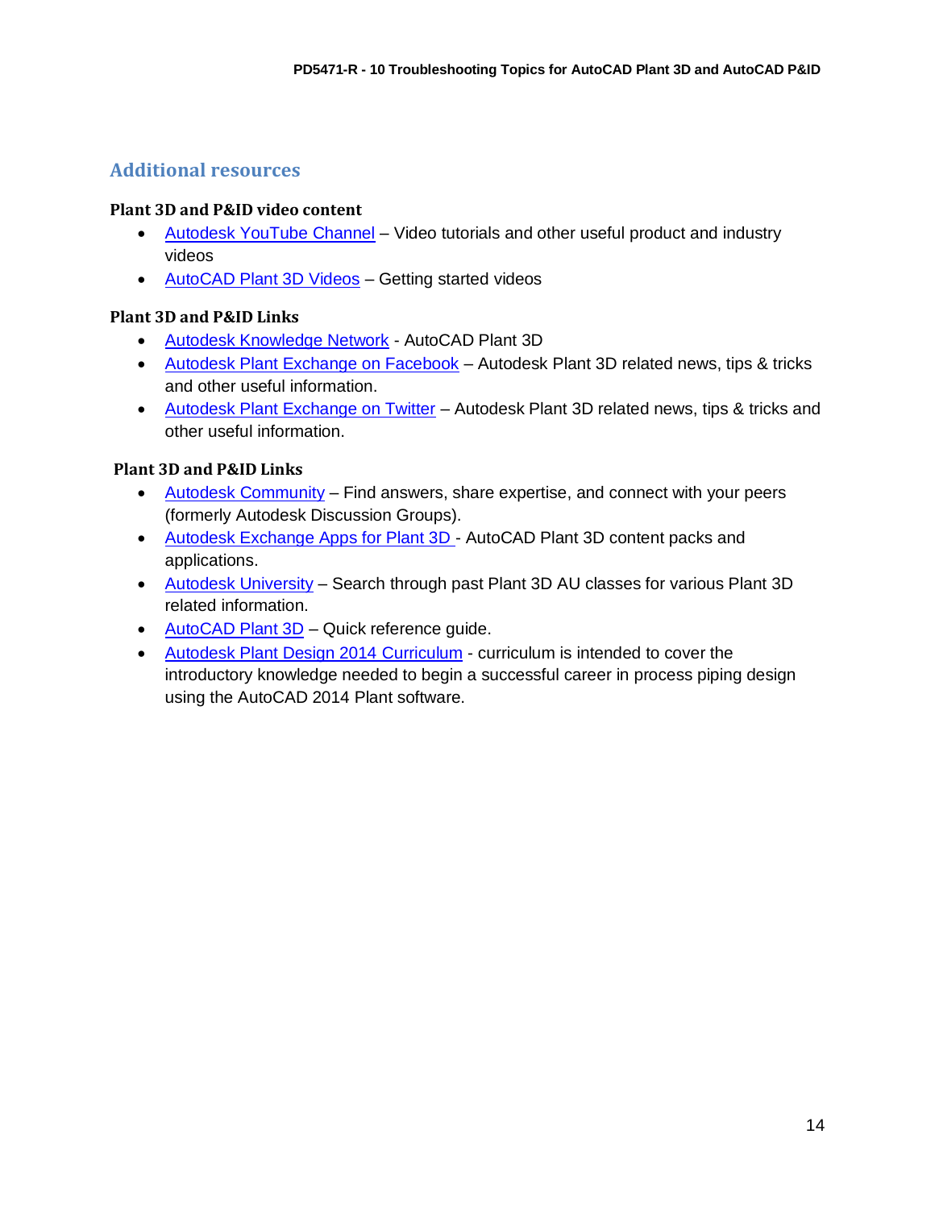## Additional resources

### Plant 3D and P&ID video content

- Autodesk YouTube Channel – Video tutorials and other useful product and industry videos
- AutoCAD Plant 3D Videos – Getting started videos

### Plant 3D and P&ID Links

- Autodesk Knowledge Network - AutoCAD Plant 3D
- Autodesk Plant Exchange on Facebook – Autodesk Plant 3D related news, tips & tricks and other useful information.
- Autodesk Plant Exchange on Twitter – Autodesk Plant 3D related news, tips & tricks and other useful information.

### Plant 3D and P&ID Links

- Autodesk Community – Find answers, share expertise, and connect with your peers (formerly Autodesk Discussion Groups).
- Autodesk Exchange Apps for Plant 3D - AutoCAD Plant 3D content packs and applications.
- Autodesk University – Search through past Plant 3D AU classes for various Plant 3D related information.
- AutoCAD Plant 3D – Quick reference guide.
- Autodesk Plant Design 2014 Curriculum - curriculum is intended to cover the introductory knowledge needed to begin a successful career in process piping design using the AutoCAD 2014 Plant software.